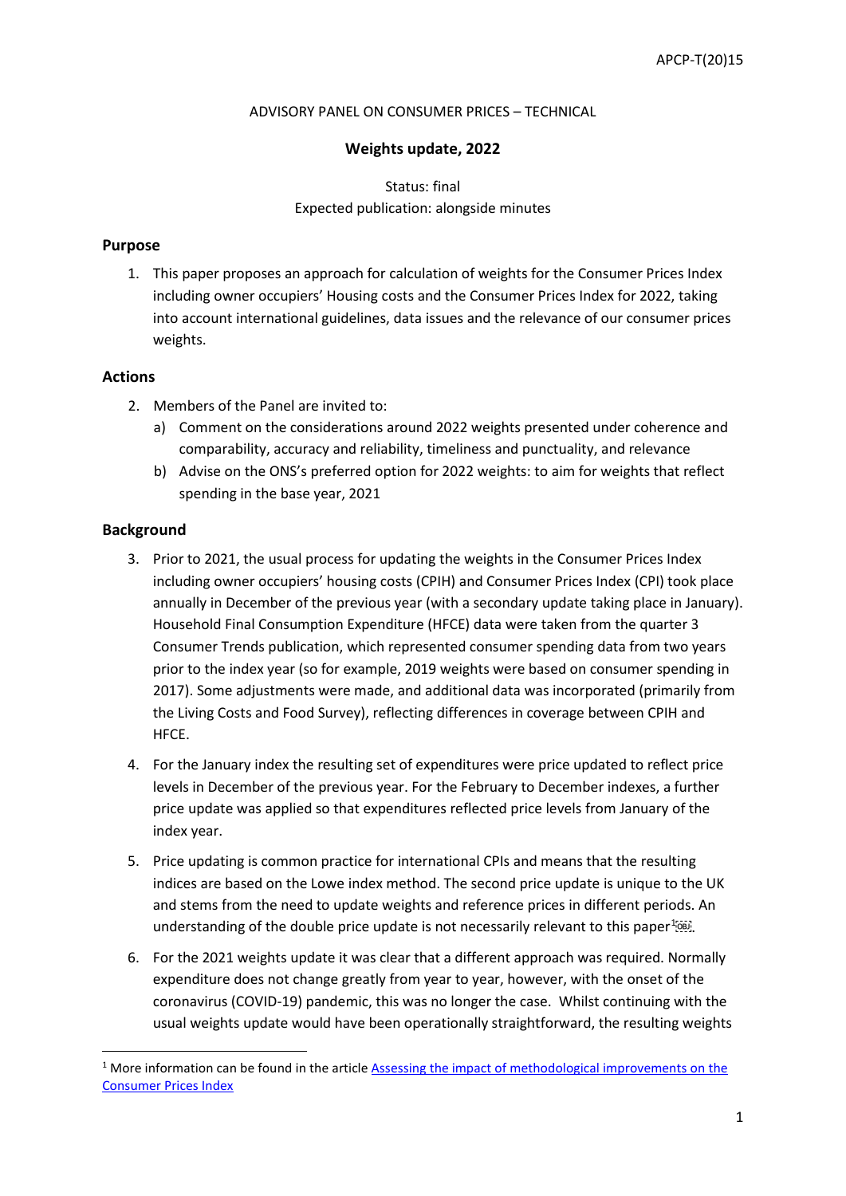APCP-T(20)15

ADVISORY PANEL ON CONSUMER PRICES – TECHNICAL

## Weights update, 2022

Status: final
Expected publication: alongside minutes

### Purpose

1. This paper proposes an approach for calculation of weights for the Consumer Prices Index including owner occupiers' Housing costs and the Consumer Prices Index for 2022, taking into account international guidelines, data issues and the relevance of our consumer prices weights.

### Actions

2. Members of the Panel are invited to:
   a) Comment on the considerations around 2022 weights presented under coherence and comparability, accuracy and reliability, timeliness and punctuality, and relevance
   b) Advise on the ONS's preferred option for 2022 weights: to aim for weights that reflect spending in the base year, 2021

### Background

3. Prior to 2021, the usual process for updating the weights in the Consumer Prices Index including owner occupiers' housing costs (CPIH) and Consumer Prices Index (CPI) took place annually in December of the previous year (with a secondary update taking place in January). Household Final Consumption Expenditure (HFCE) data were taken from the quarter 3 Consumer Trends publication, which represented consumer spending data from two years prior to the index year (so for example, 2019 weights were based on consumer spending in 2017). Some adjustments were made, and additional data was incorporated (primarily from the Living Costs and Food Survey), reflecting differences in coverage between CPIH and HFCE.

4. For the January index the resulting set of expenditures were price updated to reflect price levels in December of the previous year. For the February to December indexes, a further price update was applied so that expenditures reflected price levels from January of the index year.

5. Price updating is common practice for international CPIs and means that the resulting indices are based on the Lowe index method. The second price update is unique to the UK and stems from the need to update weights and reference prices in different periods. An understanding of the double price update is not necessarily relevant to this paper[1].

6. For the 2021 weights update it was clear that a different approach was required. Normally expenditure does not change greatly from year to year, however, with the onset of the coronavirus (COVID-19) pandemic, this was no longer the case. Whilst continuing with the usual weights update would have been operationally straightforward, the resulting weights

[1] More information can be found in the article Assessing the impact of methodological improvements on the Consumer Prices Index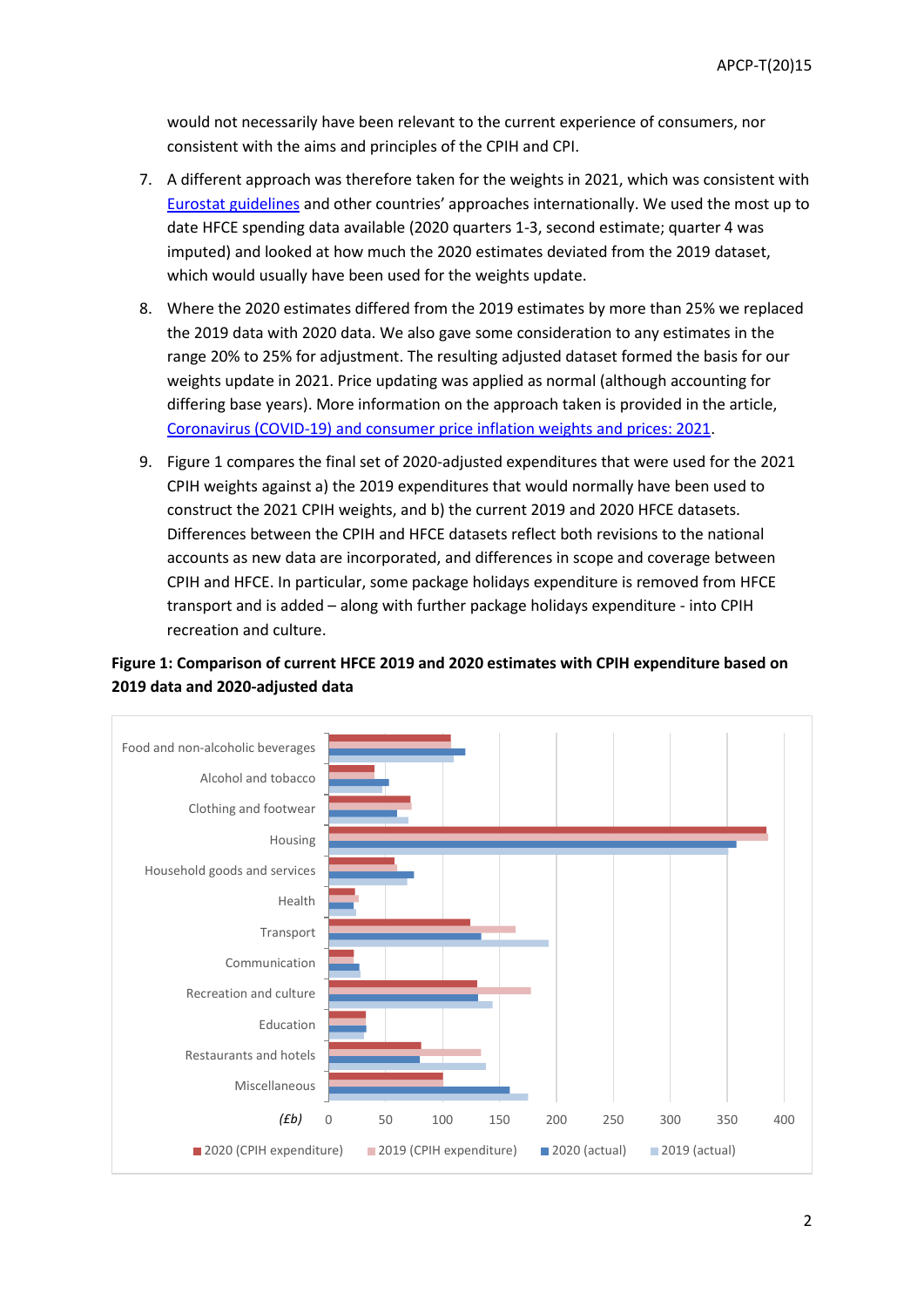would not necessarily have been relevant to the current experience of consumers, nor consistent with the aims and principles of the CPIH and CPI.

7. A different approach was therefore taken for the weights in 2021, which was consistent with Eurostat guidelines and other countries' approaches internationally. We used the most up to date HFCE spending data available (2020 quarters 1-3, second estimate; quarter 4 was imputed) and looked at how much the 2020 estimates deviated from the 2019 dataset, which would usually have been used for the weights update.

8. Where the 2020 estimates differed from the 2019 estimates by more than 25% we replaced the 2019 data with 2020 data. We also gave some consideration to any estimates in the range 20% to 25% for adjustment. The resulting adjusted dataset formed the basis for our weights update in 2021. Price updating was applied as normal (although accounting for differing base years). More information on the approach taken is provided in the article, Coronavirus (COVID-19) and consumer price inflation weights and prices: 2021.

9. Figure 1 compares the final set of 2020-adjusted expenditures that were used for the 2021 CPIH weights against a) the 2019 expenditures that would normally have been used to construct the 2021 CPIH weights, and b) the current 2019 and 2020 HFCE datasets. Differences between the CPIH and HFCE datasets reflect both revisions to the national accounts as new data are incorporated, and differences in scope and coverage between CPIH and HFCE. In particular, some package holidays expenditure is removed from HFCE transport and is added – along with further package holidays expenditure - into CPIH recreation and culture.

**Figure 1: Comparison of current HFCE 2019 and 2020 estimates with CPIH expenditure based on 2019 data and 2020-adjusted data**

Food and non-alcoholic beverages
Alcohol and tobacco
Clothing and footwear
Housing
Household goods and services
Health
Transport
Communication
Recreation and culture
Education
Restaurants and hotels
Miscellaneous

(£b) 0 50 100 150 200 250 300 350 400

2020 (CPIH expenditure) 2019 (CPIH expenditure) 2020 (actual) 2019 (actual)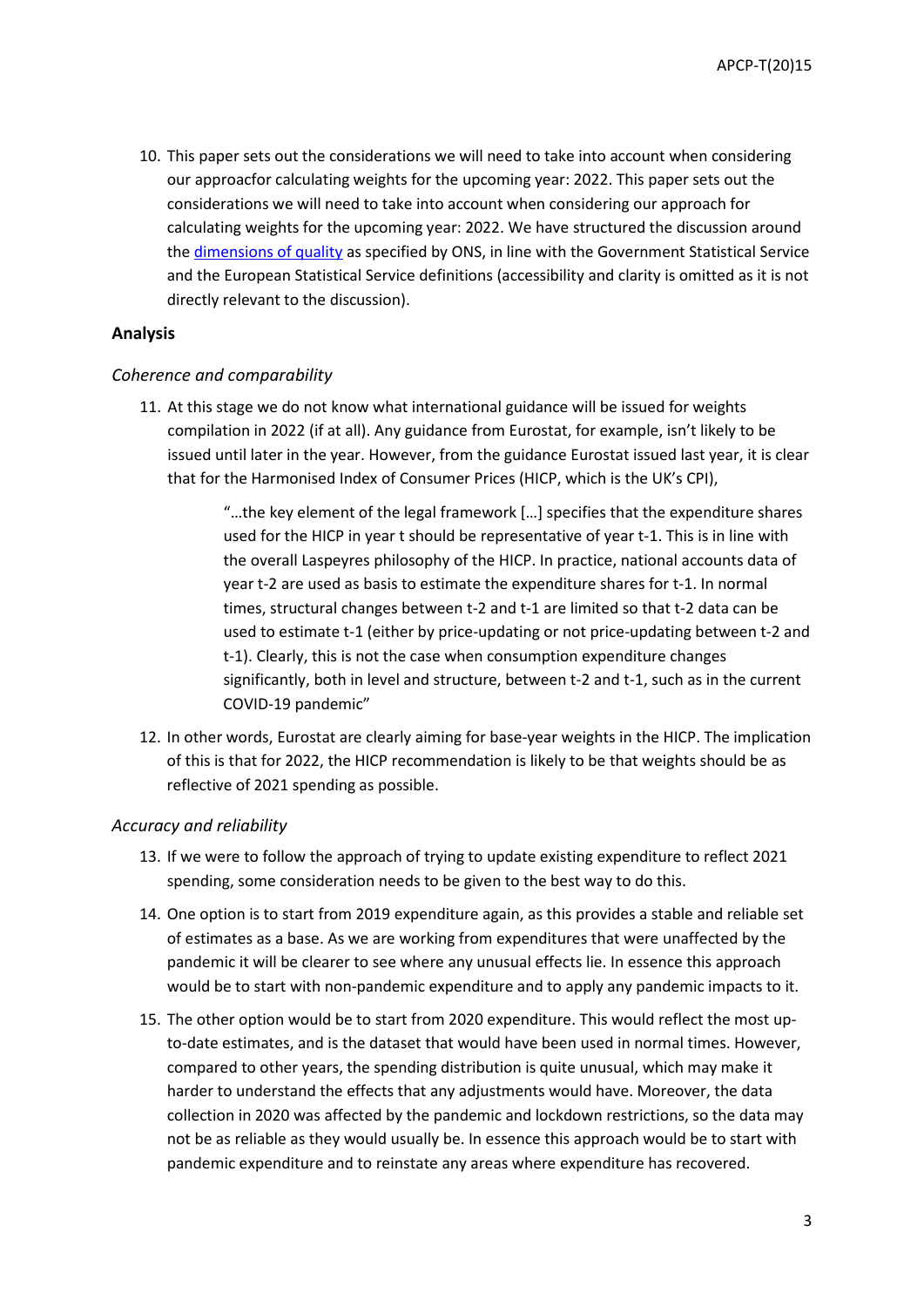10. This paper sets out the considerations we will need to take into account when considering our approacfor calculating weights for the upcoming year: 2022. This paper sets out the considerations we will need to take into account when considering our approach for calculating weights for the upcoming year: 2022. We have structured the discussion around the dimensions of quality as specified by ONS, in line with the Government Statistical Service and the European Statistical Service definitions (accessibility and clarity is omitted as it is not directly relevant to the discussion).

## Analysis

### *Coherence and comparability*

11. At this stage we do not know what international guidance will be issued for weights compilation in 2022 (if at all). Any guidance from Eurostat, for example, isn't likely to be issued until later in the year. However, from the guidance Eurostat issued last year, it is clear that for the Harmonised Index of Consumer Prices (HICP, which is the UK's CPI),

    > "…the key element of the legal framework […] specifies that the expenditure shares used for the HICP in year t should be representative of year t-1. This is in line with the overall Laspeyres philosophy of the HICP. In practice, national accounts data of year t-2 are used as basis to estimate the expenditure shares for t-1. In normal times, structural changes between t-2 and t-1 are limited so that t-2 data can be used to estimate t-1 (either by price-updating or not price-updating between t-2 and t-1). Clearly, this is not the case when consumption expenditure changes significantly, both in level and structure, between t-2 and t-1, such as in the current COVID-19 pandemic"

12. In other words, Eurostat are clearly aiming for base-year weights in the HICP. The implication of this is that for 2022, the HICP recommendation is likely to be that weights should be as reflective of 2021 spending as possible.

### *Accuracy and reliability*

13. If we were to follow the approach of trying to update existing expenditure to reflect 2021 spending, some consideration needs to be given to the best way to do this.
14. One option is to start from 2019 expenditure again, as this provides a stable and reliable set of estimates as a base. As we are working from expenditures that were unaffected by the pandemic it will be clearer to see where any unusual effects lie. In essence this approach would be to start with non-pandemic expenditure and to apply any pandemic impacts to it.
15. The other option would be to start from 2020 expenditure. This would reflect the most up-to-date estimates, and is the dataset that would have been used in normal times. However, compared to other years, the spending distribution is quite unusual, which may make it harder to understand the effects that any adjustments would have. Moreover, the data collection in 2020 was affected by the pandemic and lockdown restrictions, so the data may not be as reliable as they would usually be. In essence this approach would be to start with pandemic expenditure and to reinstate any areas where expenditure has recovered.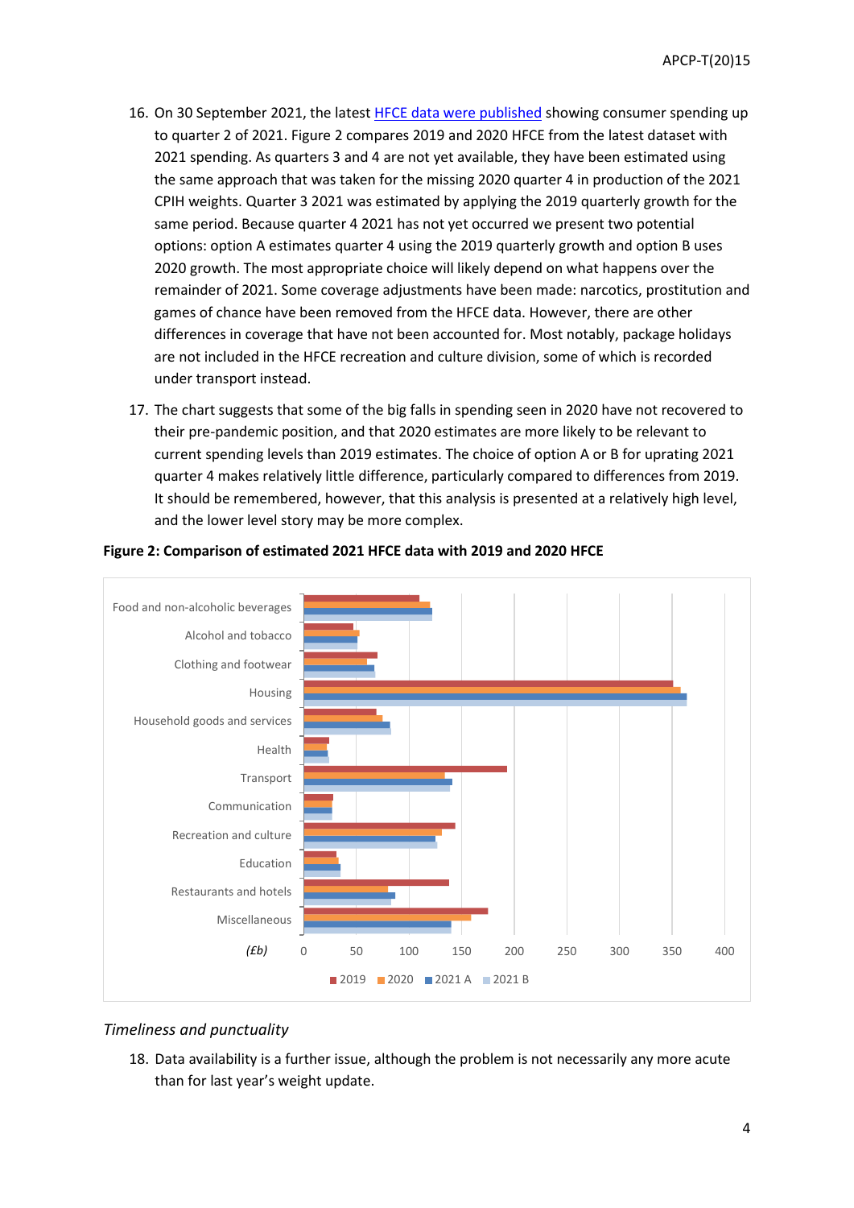16. On 30 September 2021, the latest [HFCE data were published](#) showing consumer spending up to quarter 2 of 2021. Figure 2 compares 2019 and 2020 HFCE from the latest dataset with 2021 spending. As quarters 3 and 4 are not yet available, they have been estimated using the same approach that was taken for the missing 2020 quarter 4 in production of the 2021 CPIH weights. Quarter 3 2021 was estimated by applying the 2019 quarterly growth for the same period. Because quarter 4 2021 has not yet occurred we present two potential options: option A estimates quarter 4 using the 2019 quarterly growth and option B uses 2020 growth. The most appropriate choice will likely depend on what happens over the remainder of 2021. Some coverage adjustments have been made: narcotics, prostitution and games of chance have been removed from the HFCE data. However, there are other differences in coverage that have not been accounted for. Most notably, package holidays are not included in the HFCE recreation and culture division, some of which is recorded under transport instead.

17. The chart suggests that some of the big falls in spending seen in 2020 have not recovered to their pre-pandemic position, and that 2020 estimates are more likely to be relevant to current spending levels than 2019 estimates. The choice of option A or B for uprating 2021 quarter 4 makes relatively little difference, particularly compared to differences from 2019. It should be remembered, however, that this analysis is presented at a relatively high level, and the lower level story may be more complex.

**Figure 2: Comparison of estimated 2021 HFCE data with 2019 and 2020 HFCE**

Food and non-alcoholic beverages
Alcohol and tobacco
Clothing and footwear
Housing
Household goods and services
Health
Transport
Communication
Recreation and culture
Education
Restaurants and hotels
Miscellaneous

*(£b)* 0 50 100 150 200 250 300 350 400

2019 2020 2021 A 2021 B

*Timeliness and punctuality*

18. Data availability is a further issue, although the problem is not necessarily any more acute than for last year's weight update.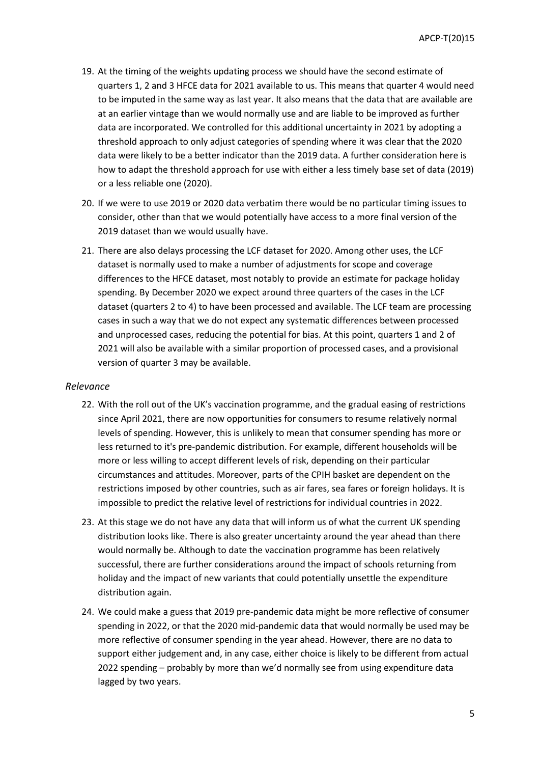19. At the timing of the weights updating process we should have the second estimate of quarters 1, 2 and 3 HFCE data for 2021 available to us. This means that quarter 4 would need to be imputed in the same way as last year. It also means that the data that are available are at an earlier vintage than we would normally use and are liable to be improved as further data are incorporated. We controlled for this additional uncertainty in 2021 by adopting a threshold approach to only adjust categories of spending where it was clear that the 2020 data were likely to be a better indicator than the 2019 data. A further consideration here is how to adapt the threshold approach for use with either a less timely base set of data (2019) or a less reliable one (2020).

20. If we were to use 2019 or 2020 data verbatim there would be no particular timing issues to consider, other than that we would potentially have access to a more final version of the 2019 dataset than we would usually have.

21. There are also delays processing the LCF dataset for 2020. Among other uses, the LCF dataset is normally used to make a number of adjustments for scope and coverage differences to the HFCE dataset, most notably to provide an estimate for package holiday spending. By December 2020 we expect around three quarters of the cases in the LCF dataset (quarters 2 to 4) to have been processed and available. The LCF team are processing cases in such a way that we do not expect any systematic differences between processed and unprocessed cases, reducing the potential for bias. At this point, quarters 1 and 2 of 2021 will also be available with a similar proportion of processed cases, and a provisional version of quarter 3 may be available.

*Relevance*

22. With the roll out of the UK's vaccination programme, and the gradual easing of restrictions since April 2021, there are now opportunities for consumers to resume relatively normal levels of spending. However, this is unlikely to mean that consumer spending has more or less returned to it's pre-pandemic distribution. For example, different households will be more or less willing to accept different levels of risk, depending on their particular circumstances and attitudes. Moreover, parts of the CPIH basket are dependent on the restrictions imposed by other countries, such as air fares, sea fares or foreign holidays. It is impossible to predict the relative level of restrictions for individual countries in 2022.

23. At this stage we do not have any data that will inform us of what the current UK spending distribution looks like. There is also greater uncertainty around the year ahead than there would normally be. Although to date the vaccination programme has been relatively successful, there are further considerations around the impact of schools returning from holiday and the impact of new variants that could potentially unsettle the expenditure distribution again.

24. We could make a guess that 2019 pre-pandemic data might be more reflective of consumer spending in 2022, or that the 2020 mid-pandemic data that would normally be used may be more reflective of consumer spending in the year ahead. However, there are no data to support either judgement and, in any case, either choice is likely to be different from actual 2022 spending – probably by more than we'd normally see from using expenditure data lagged by two years.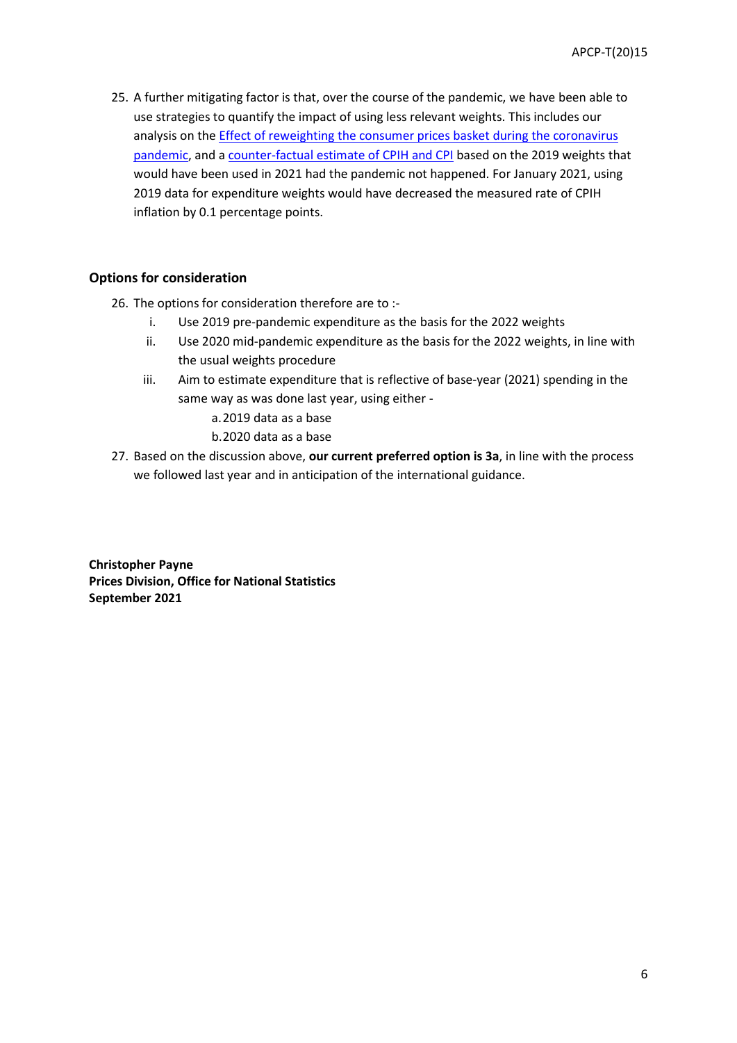25. A further mitigating factor is that, over the course of the pandemic, we have been able to use strategies to quantify the impact of using less relevant weights. This includes our analysis on the Effect of reweighting the consumer prices basket during the coronavirus pandemic, and a counter-factual estimate of CPIH and CPI based on the 2019 weights that would have been used in 2021 had the pandemic not happened. For January 2021, using 2019 data for expenditure weights would have decreased the measured rate of CPIH inflation by 0.1 percentage points.

## Options for consideration

26. The options for consideration therefore are to :-
    i. Use 2019 pre-pandemic expenditure as the basis for the 2022 weights
    ii. Use 2020 mid-pandemic expenditure as the basis for the 2022 weights, in line with the usual weights procedure
    iii. Aim to estimate expenditure that is reflective of base-year (2021) spending in the same way as was done last year, using either -
        a. 2019 data as a base
        b. 2020 data as a base
27. Based on the discussion above, **our current preferred option is 3a**, in line with the process we followed last year and in anticipation of the international guidance.

**Christopher Payne**
**Prices Division, Office for National Statistics**
**September 2021**